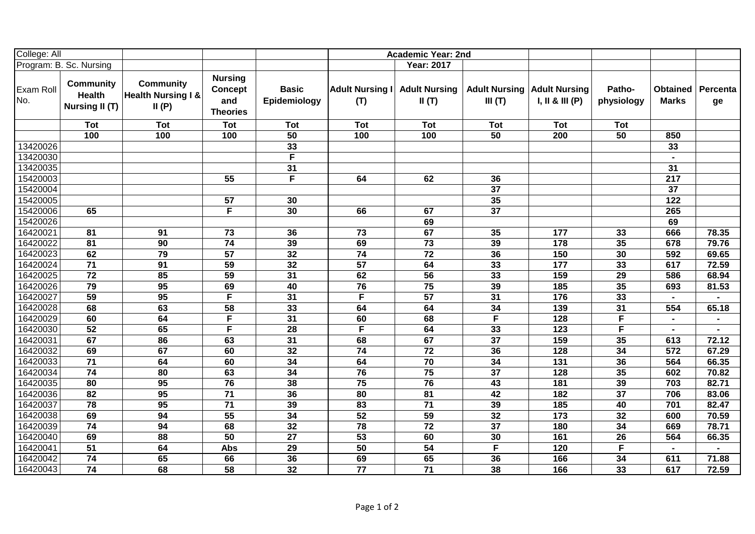| College: All | | | | | Academic Year: 2nd | | | | | | |
|---|---|---|---|---|---|---|---|---|---|---|---|
| Program: B. Sc. Nursing | | | | | | Year: 2017 | | | | | |
| Exam Roll No. | Community Health Nursing II (T) | Community Health Nursing I & II (P) | Nursing Concept and Theories | Basic Epidemiology | Adult Nursing I (T) | Adult Nursing II (T) | Adult Nursing III (T) | Adult Nursing I, II & III (P) | Patho-physiology | Obtained Marks | Percentage |
| | Tot | Tot | Tot | Tot | Tot | Tot | Tot | Tot | Tot | | |
| | 100 | 100 | 100 | 50 | 100 | 100 | 50 | 200 | 50 | 850 | |
| 13420026 | | | | 33 | | | | | | 33 | |
| 13420030 | | | | F | | | | | | - | |
| 13420035 | | | | 31 | | | | | | 31 | |
| 15420003 | | | 55 | F | 64 | 62 | 36 | | | 217 | |
| 15420004 | | | | | | | 37 | | | 37 | |
| 15420005 | | | 57 | 30 | | | 35 | | | 122 | |
| 15420006 | 65 | | F | 30 | 66 | 67 | 37 | | | 265 | |
| 15420026 | | | | | | 69 | | | | 69 | |
| 16420021 | 81 | 91 | 73 | 36 | 73 | 67 | 35 | 177 | 33 | 666 | 78.35 |
| 16420022 | 81 | 90 | 74 | 39 | 69 | 73 | 39 | 178 | 35 | 678 | 79.76 |
| 16420023 | 62 | 79 | 57 | 32 | 74 | 72 | 36 | 150 | 30 | 592 | 69.65 |
| 16420024 | 71 | 91 | 59 | 32 | 57 | 64 | 33 | 177 | 33 | 617 | 72.59 |
| 16420025 | 72 | 85 | 59 | 31 | 62 | 56 | 33 | 159 | 29 | 586 | 68.94 |
| 16420026 | 79 | 95 | 69 | 40 | 76 | 75 | 39 | 185 | 35 | 693 | 81.53 |
| 16420027 | 59 | 95 | F | 31 | F | 57 | 31 | 176 | 33 | - | - |
| 16420028 | 68 | 63 | 58 | 33 | 64 | 64 | 34 | 139 | 31 | 554 | 65.18 |
| 16420029 | 60 | 64 | F | 31 | 60 | 68 | F | 128 | F | - | - |
| 16420030 | 52 | 65 | F | 28 | F | 64 | 33 | 123 | F | - | - |
| 16420031 | 67 | 86 | 63 | 31 | 68 | 67 | 37 | 159 | 35 | 613 | 72.12 |
| 16420032 | 69 | 67 | 60 | 32 | 74 | 72 | 36 | 128 | 34 | 572 | 67.29 |
| 16420033 | 71 | 64 | 60 | 34 | 64 | 70 | 34 | 131 | 36 | 564 | 66.35 |
| 16420034 | 74 | 80 | 63 | 34 | 76 | 75 | 37 | 128 | 35 | 602 | 70.82 |
| 16420035 | 80 | 95 | 76 | 38 | 75 | 76 | 43 | 181 | 39 | 703 | 82.71 |
| 16420036 | 82 | 95 | 71 | 36 | 80 | 81 | 42 | 182 | 37 | 706 | 83.06 |
| 16420037 | 78 | 95 | 71 | 39 | 83 | 71 | 39 | 185 | 40 | 701 | 82.47 |
| 16420038 | 69 | 94 | 55 | 34 | 52 | 59 | 32 | 173 | 32 | 600 | 70.59 |
| 16420039 | 74 | 94 | 68 | 32 | 78 | 72 | 37 | 180 | 34 | 669 | 78.71 |
| 16420040 | 69 | 88 | 50 | 27 | 53 | 60 | 30 | 161 | 26 | 564 | 66.35 |
| 16420041 | 51 | 64 | Abs | 29 | 50 | 54 | F | 120 | F | - | - |
| 16420042 | 74 | 65 | 66 | 36 | 69 | 65 | 36 | 166 | 34 | 611 | 71.88 |
| 16420043 | 74 | 68 | 58 | 32 | 77 | 71 | 38 | 166 | 33 | 617 | 72.59 |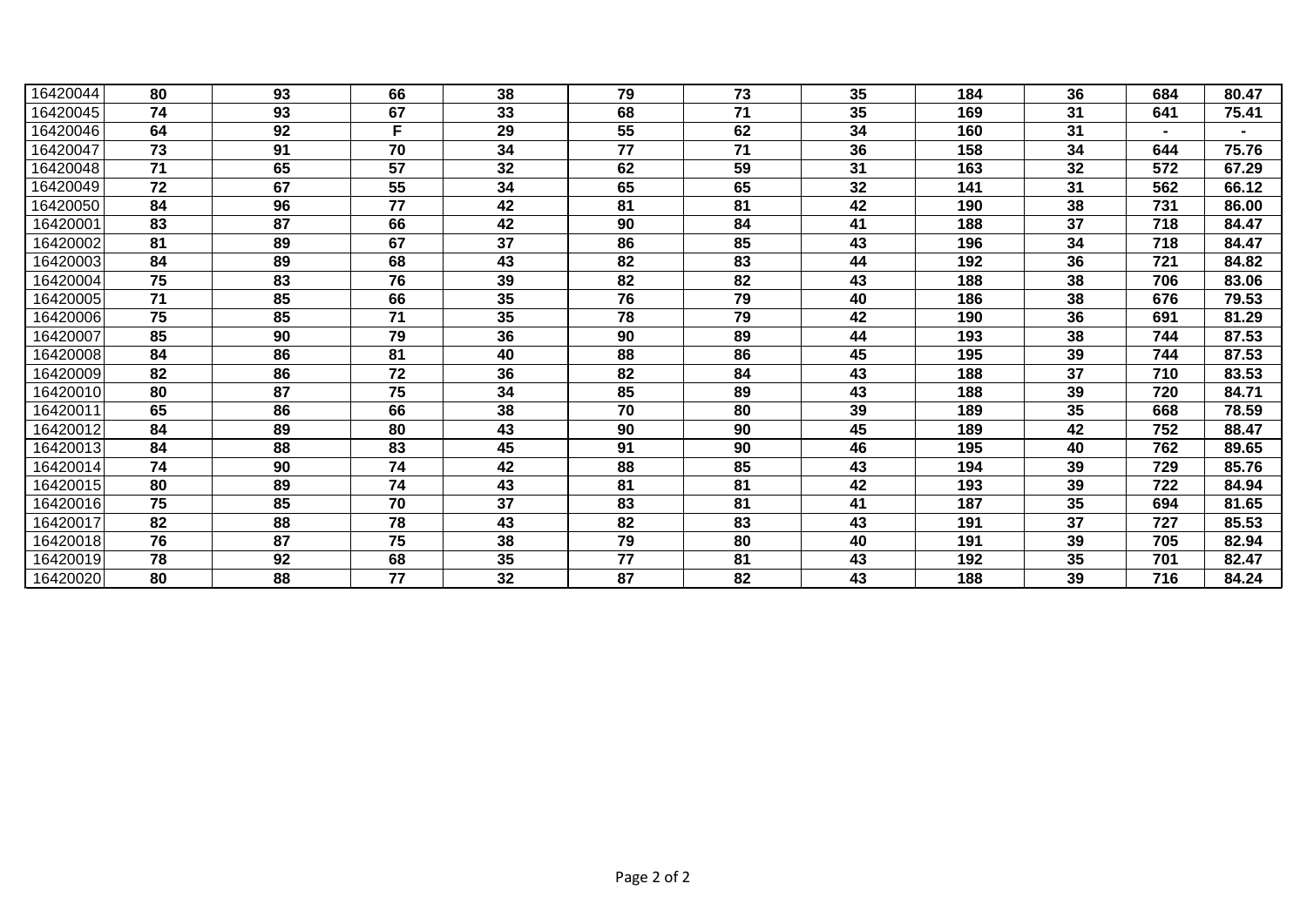| | | | | | | | | | | | |
|---|---|---|---|---|---|---|---|---|---|---|---|
| 16420044 | **80** | **93** | **66** | **38** | **79** | **73** | **35** | **184** | **36** | **684** | **80.47** |
| 16420045 | **74** | **93** | **67** | **33** | **68** | **71** | **35** | **169** | **31** | **641** | **75.41** |
| 16420046 | **64** | **92** | **F** | **29** | **55** | **62** | **34** | **160** | **31** | **-** | **-** |
| 16420047 | **73** | **91** | **70** | **34** | **77** | **71** | **36** | **158** | **34** | **644** | **75.76** |
| 16420048 | **71** | **65** | **57** | **32** | **62** | **59** | **31** | **163** | **32** | **572** | **67.29** |
| 16420049 | **72** | **67** | **55** | **34** | **65** | **65** | **32** | **141** | **31** | **562** | **66.12** |
| 16420050 | **84** | **96** | **77** | **42** | **81** | **81** | **42** | **190** | **38** | **731** | **86.00** |
| 16420001 | **83** | **87** | **66** | **42** | **90** | **84** | **41** | **188** | **37** | **718** | **84.47** |
| 16420002 | **81** | **89** | **67** | **37** | **86** | **85** | **43** | **196** | **34** | **718** | **84.47** |
| 16420003 | **84** | **89** | **68** | **43** | **82** | **83** | **44** | **192** | **36** | **721** | **84.82** |
| 16420004 | **75** | **83** | **76** | **39** | **82** | **82** | **43** | **188** | **38** | **706** | **83.06** |
| 16420005 | **71** | **85** | **66** | **35** | **76** | **79** | **40** | **186** | **38** | **676** | **79.53** |
| 16420006 | **75** | **85** | **71** | **35** | **78** | **79** | **42** | **190** | **36** | **691** | **81.29** |
| 16420007 | **85** | **90** | **79** | **36** | **90** | **89** | **44** | **193** | **38** | **744** | **87.53** |
| 16420008 | **84** | **86** | **81** | **40** | **88** | **86** | **45** | **195** | **39** | **744** | **87.53** |
| 16420009 | **82** | **86** | **72** | **36** | **82** | **84** | **43** | **188** | **37** | **710** | **83.53** |
| 16420010 | **80** | **87** | **75** | **34** | **85** | **89** | **43** | **188** | **39** | **720** | **84.71** |
| 16420011 | **65** | **86** | **66** | **38** | **70** | **80** | **39** | **189** | **35** | **668** | **78.59** |
| 16420012 | **84** | **89** | **80** | **43** | **90** | **90** | **45** | **189** | **42** | **752** | **88.47** |
| 16420013 | **84** | **88** | **83** | **45** | **91** | **90** | **46** | **195** | **40** | **762** | **89.65** |
| 16420014 | **74** | **90** | **74** | **42** | **88** | **85** | **43** | **194** | **39** | **729** | **85.76** |
| 16420015 | **80** | **89** | **74** | **43** | **81** | **81** | **42** | **193** | **39** | **722** | **84.94** |
| 16420016 | **75** | **85** | **70** | **37** | **83** | **81** | **41** | **187** | **35** | **694** | **81.65** |
| 16420017 | **82** | **88** | **78** | **43** | **82** | **83** | **43** | **191** | **37** | **727** | **85.53** |
| 16420018 | **76** | **87** | **75** | **38** | **79** | **80** | **40** | **191** | **39** | **705** | **82.94** |
| 16420019 | **78** | **92** | **68** | **35** | **77** | **81** | **43** | **192** | **35** | **701** | **82.47** |
| 16420020 | **80** | **88** | **77** | **32** | **87** | **82** | **43** | **188** | **39** | **716** | **84.24** |